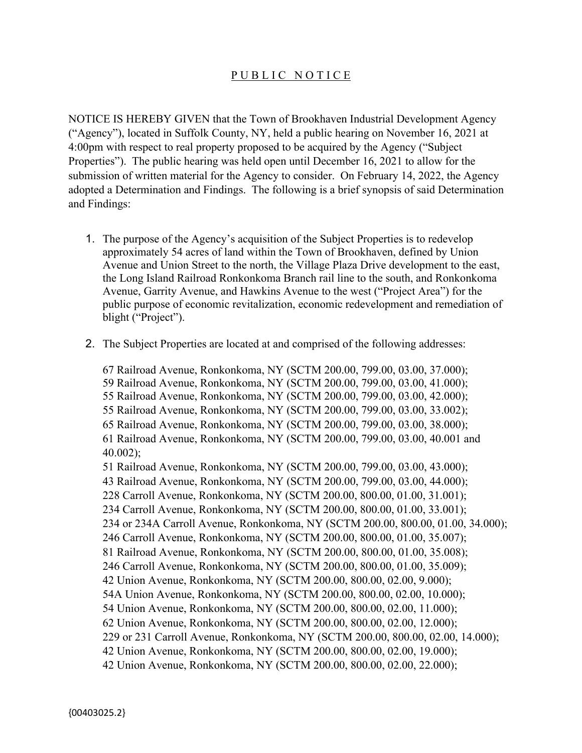# P U B L I C N O T I C E

NOTICE IS HEREBY GIVEN that the Town of Brookhaven Industrial Development Agency ("Agency"), located in Suffolk County, NY, held a public hearing on November 16, 2021 at 4:00pm with respect to real property proposed to be acquired by the Agency ("Subject Properties"). The public hearing was held open until December 16, 2021 to allow for the submission of written material for the Agency to consider. On February 14, 2022, the Agency adopted a Determination and Findings. The following is a brief synopsis of said Determination and Findings:

1. The purpose of the Agency's acquisition of the Subject Properties is to redevelop approximately 54 acres of land within the Town of Brookhaven, defined by Union Avenue and Union Street to the north, the Village Plaza Drive development to the east, the Long Island Railroad Ronkonkoma Branch rail line to the south, and Ronkonkoma Avenue, Garrity Avenue, and Hawkins Avenue to the west ("Project Area") for the public purpose of economic revitalization, economic redevelopment and remediation of blight ("Project").

2. The Subject Properties are located at and comprised of the following addresses:

   67 Railroad Avenue, Ronkonkoma, NY (SCTM 200.00, 799.00, 03.00, 37.000);
   59 Railroad Avenue, Ronkonkoma, NY (SCTM 200.00, 799.00, 03.00, 41.000);
   55 Railroad Avenue, Ronkonkoma, NY (SCTM 200.00, 799.00, 03.00, 42.000);
   55 Railroad Avenue, Ronkonkoma, NY (SCTM 200.00, 799.00, 03.00, 33.002);
   65 Railroad Avenue, Ronkonkoma, NY (SCTM 200.00, 799.00, 03.00, 38.000);
   61 Railroad Avenue, Ronkonkoma, NY (SCTM 200.00, 799.00, 03.00, 40.001 and 40.002);
   51 Railroad Avenue, Ronkonkoma, NY (SCTM 200.00, 799.00, 03.00, 43.000);
   43 Railroad Avenue, Ronkonkoma, NY (SCTM 200.00, 799.00, 03.00, 44.000);
   228 Carroll Avenue, Ronkonkoma, NY (SCTM 200.00, 800.00, 01.00, 31.001);
   234 Carroll Avenue, Ronkonkoma, NY (SCTM 200.00, 800.00, 01.00, 33.001);
   234 or 234A Carroll Avenue, Ronkonkoma, NY (SCTM 200.00, 800.00, 01.00, 34.000);
   246 Carroll Avenue, Ronkonkoma, NY (SCTM 200.00, 800.00, 01.00, 35.007);
   81 Railroad Avenue, Ronkonkoma, NY (SCTM 200.00, 800.00, 01.00, 35.008);
   246 Carroll Avenue, Ronkonkoma, NY (SCTM 200.00, 800.00, 01.00, 35.009);
   42 Union Avenue, Ronkonkoma, NY (SCTM 200.00, 800.00, 02.00, 9.000);
   54A Union Avenue, Ronkonkoma, NY (SCTM 200.00, 800.00, 02.00, 10.000);
   54 Union Avenue, Ronkonkoma, NY (SCTM 200.00, 800.00, 02.00, 11.000);
   62 Union Avenue, Ronkonkoma, NY (SCTM 200.00, 800.00, 02.00, 12.000);
   229 or 231 Carroll Avenue, Ronkonkoma, NY (SCTM 200.00, 800.00, 02.00, 14.000);
   42 Union Avenue, Ronkonkoma, NY (SCTM 200.00, 800.00, 02.00, 19.000);
   42 Union Avenue, Ronkonkoma, NY (SCTM 200.00, 800.00, 02.00, 22.000);

{00403025.2}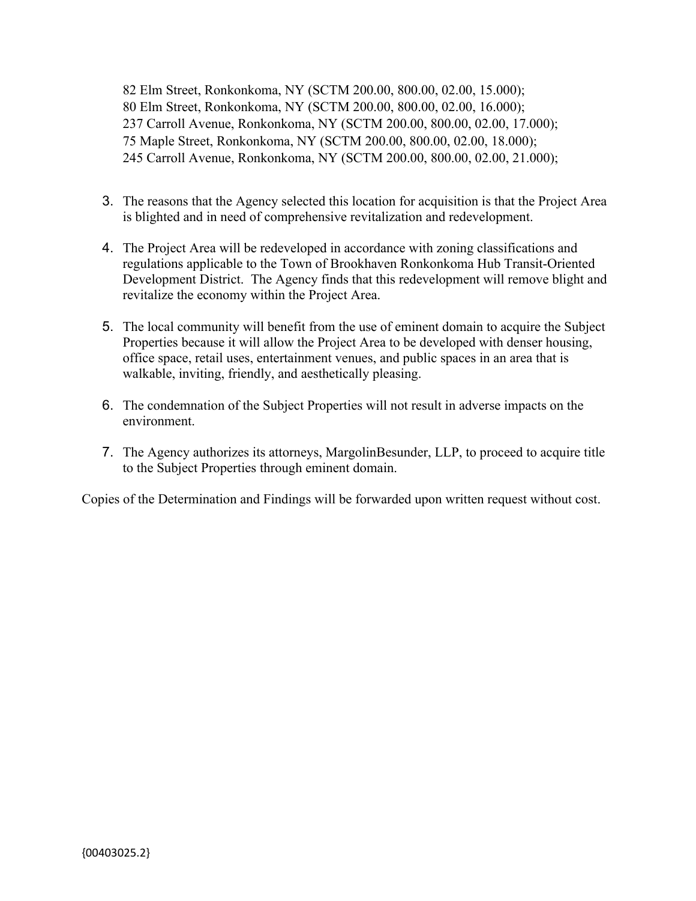82 Elm Street, Ronkonkoma, NY (SCTM 200.00, 800.00, 02.00, 15.000);
80 Elm Street, Ronkonkoma, NY (SCTM 200.00, 800.00, 02.00, 16.000);
237 Carroll Avenue, Ronkonkoma, NY (SCTM 200.00, 800.00, 02.00, 17.000);
75 Maple Street, Ronkonkoma, NY (SCTM 200.00, 800.00, 02.00, 18.000);
245 Carroll Avenue, Ronkonkoma, NY (SCTM 200.00, 800.00, 02.00, 21.000);

3. The reasons that the Agency selected this location for acquisition is that the Project Area is blighted and in need of comprehensive revitalization and redevelopment.

4. The Project Area will be redeveloped in accordance with zoning classifications and regulations applicable to the Town of Brookhaven Ronkonkoma Hub Transit-Oriented Development District. The Agency finds that this redevelopment will remove blight and revitalize the economy within the Project Area.

5. The local community will benefit from the use of eminent domain to acquire the Subject Properties because it will allow the Project Area to be developed with denser housing, office space, retail uses, entertainment venues, and public spaces in an area that is walkable, inviting, friendly, and aesthetically pleasing.

6. The condemnation of the Subject Properties will not result in adverse impacts on the environment.

7. The Agency authorizes its attorneys, MargolinBesunder, LLP, to proceed to acquire title to the Subject Properties through eminent domain.

Copies of the Determination and Findings will be forwarded upon written request without cost.

{00403025.2}